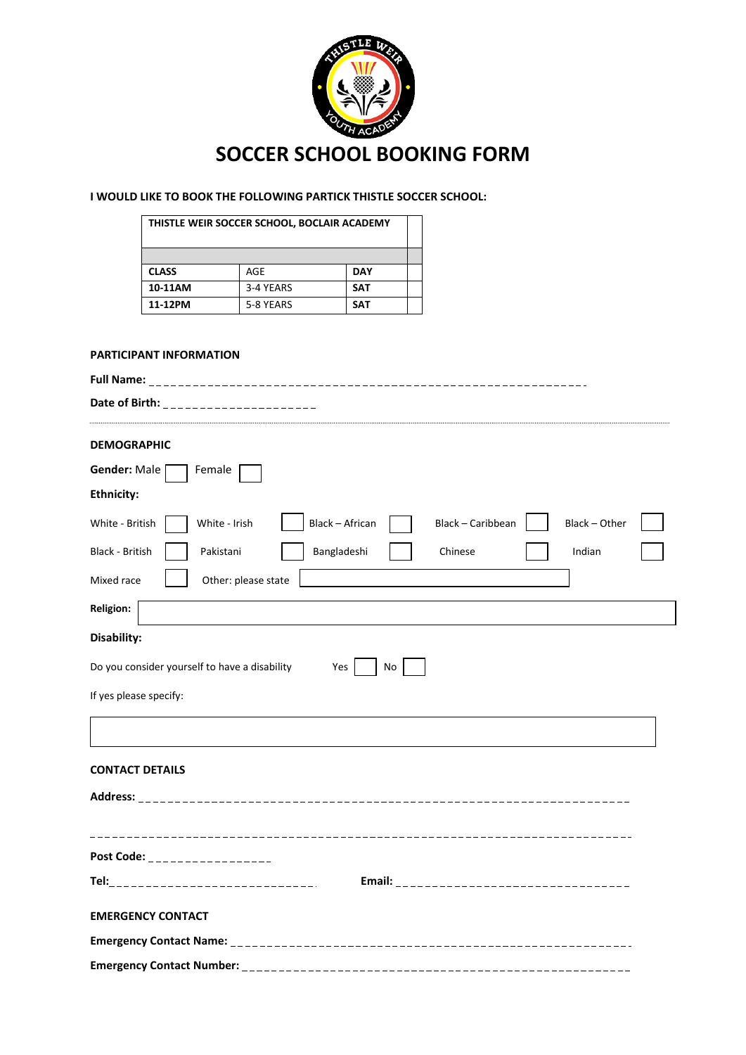# SOCCER SCHOOL BOOKING FORM

**I WOULD LIKE TO BOOK THE FOLLOWING PARTICK THISTLE SOCCER SCHOOL:**

| THISTLE WEIR SOCCER SCHOOL, BOCLAIR ACADEMY | | | |
|---|---|---|---|
| | | | |
| **CLASS** | AGE | **DAY** | |
| **10-11AM** | 3-4 YEARS | **SAT** | |
| **11-12PM** | 5-8 YEARS | **SAT** | |

**PARTICIPANT INFORMATION**

**Full Name:** ____________________________________________________________

**Date of Birth:** ____________________

---

**DEMOGRAPHIC**

**Gender:** Male ☐ Female ☐

**Ethnicity:**

White - British ☐ White - Irish ☐ Black – African ☐ Black – Caribbean ☐ Black – Other ☐

Black - British ☐ Pakistani ☐ Bangladeshi ☐ Chinese ☐ Indian ☐

Mixed race ☐ Other: please state ____________________

**Religion:** ____________________

**Disability:**

Do you consider yourself to have a disability Yes ☐ No ☐

If yes please specify:

____________________

**CONTACT DETAILS**

**Address:** ____________________________________________________________

____________________________________________________________

**Post Code:** ________________

**Tel:**____________________________ **Email:** ________________________________

**EMERGENCY CONTACT**

**Emergency Contact Name:** ______________________________________________________

**Emergency Contact Number:** ____________________________________________________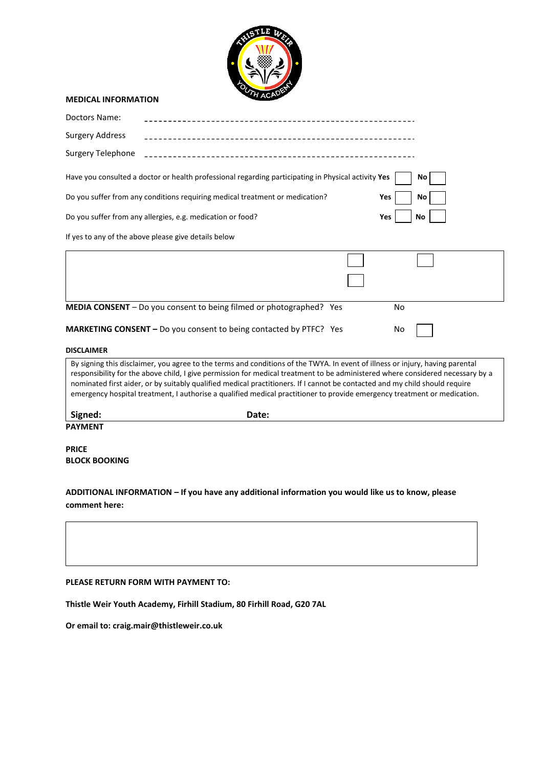## MEDICAL INFORMATION

Doctors Name: \_\_\_\_\_\_\_\_\_\_\_\_\_\_\_\_\_\_\_\_\_\_\_\_\_\_\_\_\_\_\_\_\_\_\_\_\_\_\_\_

Surgery Address \_\_\_\_\_\_\_\_\_\_\_\_\_\_\_\_\_\_\_\_\_\_\_\_\_\_\_\_\_\_\_\_\_\_\_\_\_\_\_\_

Surgery Telephone \_\_\_\_\_\_\_\_\_\_\_\_\_\_\_\_\_\_\_\_\_\_\_\_\_\_\_\_\_\_\_\_\_\_\_\_\_\_\_\_

Have you consulted a doctor or health professional regarding participating in Physical activity **Yes** ☐ **No** ☐

Do you suffer from any conditions requiring medical treatment or medication? **Yes** ☐ **No** ☐

Do you suffer from any allergies, e.g. medication or food? **Yes** ☐ **No** ☐

If yes to any of the above please give details below

**MEDIA CONSENT** – Do you consent to being filmed or photographed? Yes ☐ No ☐

**MARKETING CONSENT –** Do you consent to being contacted by PTFC? Yes ☐ No ☐

**DISCLAIMER**

By signing this disclaimer, you agree to the terms and conditions of the TWYA. In event of illness or injury, having parental responsibility for the above child, I give permission for medical treatment to be administered where considered necessary by a nominated first aider, or by suitably qualified medical practitioners. If I cannot be contacted and my child should require emergency hospital treatment, I authorise a qualified medical practitioner to provide emergency treatment or medication.

**Signed:** **Date:**

**PAYMENT**

**PRICE**
**BLOCK BOOKING**

**ADDITIONAL INFORMATION – If you have any additional information you would like us to know, please comment here:**

**PLEASE RETURN FORM WITH PAYMENT TO:**

**Thistle Weir Youth Academy, Firhill Stadium, 80 Firhill Road, G20 7AL**

**Or email to: craig.mair@thistleweir.co.uk**